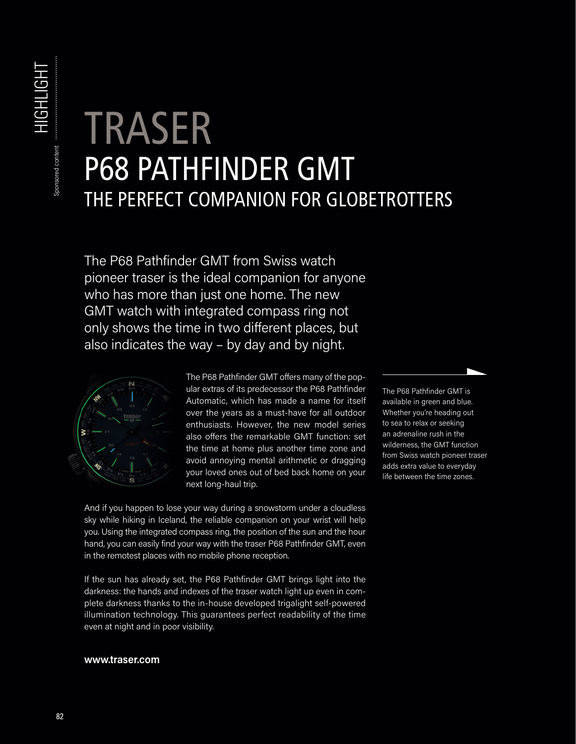# TRASER

## P68 PATHFINDER GMT

### THE PERFECT COMPANION FOR GLOBETROTTERS

The P68 Pathfinder GMT from Swiss watch pioneer traser is the ideal companion for anyone who has more than just one home. The new GMT watch with integrated compass ring not only shows the time in two different places, but also indicates the way – by day and by night.

The P68 Pathfinder GMT offers many of the popular extras of its predecessor the P68 Pathfinder Automatic, which has made a name for itself over the years as a must-have for all outdoor enthusiasts. However, the new model series also offers the remarkable GMT function: set the time at home plus another time zone and avoid annoying mental arithmetic or dragging your loved ones out of bed back home on your next long-haul trip.

And if you happen to lose your way during a snowstorm under a cloudless sky while hiking in Iceland, the reliable companion on your wrist will help you. Using the integrated compass ring, the position of the sun and the hour hand, you can easily find your way with the traser P68 Pathfinder GMT, even in the remotest places with no mobile phone reception.

If the sun has already set, the P68 Pathfinder GMT brings light into the darkness: the hands and indexes of the traser watch light up even in complete darkness thanks to the in-house developed trigalight self-powered illumination technology. This guarantees perfect readability of the time even at night and in poor visibility.

**www.traser.com**

The P68 Pathfinder GMT is available in green and blue. Whether you're heading out to sea to relax or seeking an adrenaline rush in the wilderness, the GMT function from Swiss watch pioneer traser adds extra value to everyday life between the time zones.